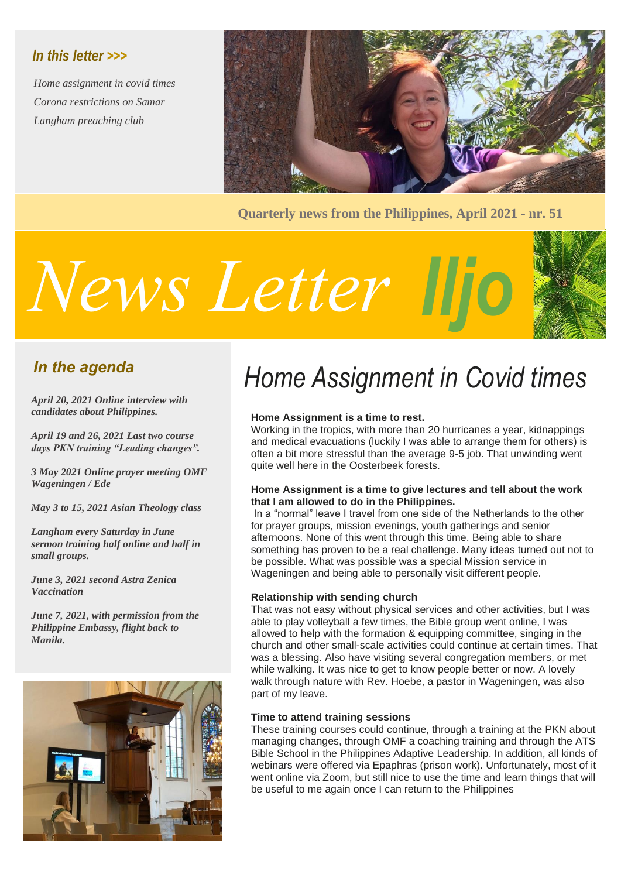*In this letter >>>*

*Home assignment in covid times*
*Corona restrictions on Samar*
*Langham preaching club*

**Quarterly news from the Philippines, April 2021 - nr. 51**

# *News Letter Iljo*

## *In the agenda*

***April 20, 2021 Online interview with candidates about Philippines.***

***April 19 and 26, 2021 Last two course days PKN training "Leading changes".***

***3 May 2021 Online prayer meeting OMF Wageningen / Ede***

***May 3 to 15, 2021 Asian Theology class***

***Langham every Saturday in June sermon training half online and half in small groups.***

***June 3, 2021 second Astra Zenica Vaccination***

***June 7, 2021, with permission from the Philippine Embassy, flight back to Manila.***

# *Home Assignment in Covid times*

**Home Assignment is a time to rest.**
Working in the tropics, with more than 20 hurricanes a year, kidnappings and medical evacuations (luckily I was able to arrange them for others) is often a bit more stressful than the average 9-5 job. That unwinding went quite well here in the Oosterbeek forests.

**Home Assignment is a time to give lectures and tell about the work that I am allowed to do in the Philippines.**
In a "normal" leave I travel from one side of the Netherlands to the other for prayer groups, mission evenings, youth gatherings and senior afternoons. None of this went through this time. Being able to share something has proven to be a real challenge. Many ideas turned out not to be possible. What was possible was a special Mission service in Wageningen and being able to personally visit different people.

**Relationship with sending church**
That was not easy without physical services and other activities, but I was able to play volleyball a few times, the Bible group went online, I was allowed to help with the formation & equipping committee, singing in the church and other small-scale activities could continue at certain times. That was a blessing. Also have visiting several congregation members, or met while walking. It was nice to get to know people better or now. A lovely walk through nature with Rev. Hoebe, a pastor in Wageningen, was also part of my leave.

**Time to attend training sessions**
These training courses could continue, through a training at the PKN about managing changes, through OMF a coaching training and through the ATS Bible School in the Philippines Adaptive Leadership. In addition, all kinds of webinars were offered via Epaphras (prison work). Unfortunately, most of it went online via Zoom, but still nice to use the time and learn things that will be useful to me again once I can return to the Philippines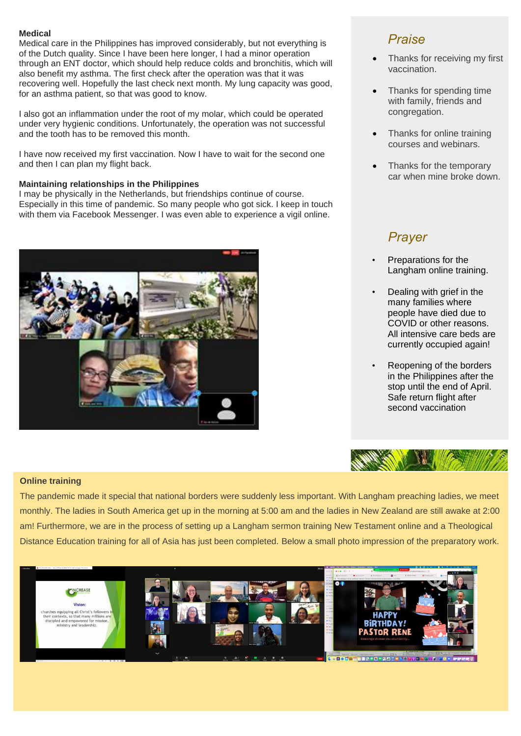**Medical**

Medical care in the Philippines has improved considerably, but not everything is of the Dutch quality. Since I have been here longer, I had a minor operation through an ENT doctor, which should help reduce colds and bronchitis, which will also benefit my asthma. The first check after the operation was that it was recovering well. Hopefully the last check next month. My lung capacity was good, for an asthma patient, so that was good to know.

I also got an inflammation under the root of my molar, which could be operated under very hygienic conditions. Unfortunately, the operation was not successful and the tooth has to be removed this month.

I have now received my first vaccination. Now I have to wait for the second one and then I can plan my flight back.

**Maintaining relationships in the Philippines**

I may be physically in the Netherlands, but friendships continue of course. Especially in this time of pandemic. So many people who got sick. I keep in touch with them via Facebook Messenger. I was even able to experience a vigil online.

## *Praise*

- Thanks for receiving my first vaccination.
- Thanks for spending time with family, friends and congregation.
- Thanks for online training courses and webinars.
- Thanks for the temporary car when mine broke down.

## *Prayer*

- Preparations for the Langham online training.
- Dealing with grief in the many families where people have died due to COVID or other reasons. All intensive care beds are currently occupied again!
- Reopening of the borders in the Philippines after the stop until the end of April. Safe return flight after second vaccination

**Online training**

The pandemic made it special that national borders were suddenly less important. With Langham preaching ladies, we meet monthly. The ladies in South America get up in the morning at 5:00 am and the ladies in New Zealand are still awake at 2:00 am! Furthermore, we are in the process of setting up a Langham sermon training New Testament online and a Theological Distance Education training for all of Asia has just been completed. Below a small photo impression of the preparatory work.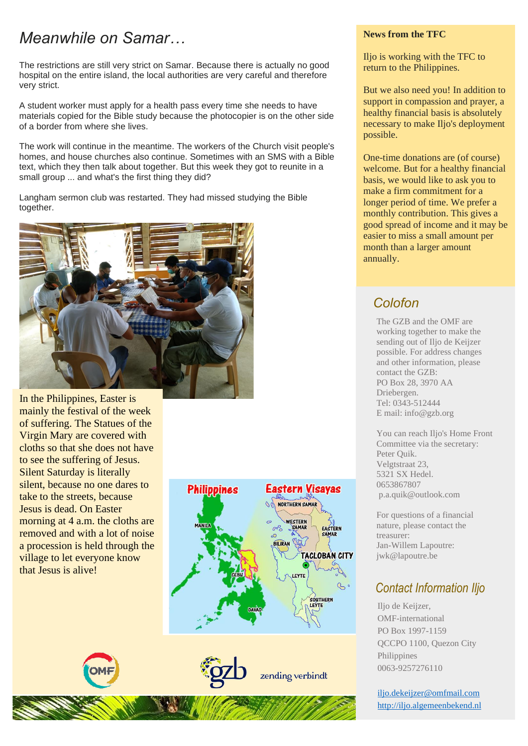# Meanwhile on Samar…

The restrictions are still very strict on Samar. Because there is actually no good hospital on the entire island, the local authorities are very careful and therefore very strict.

A student worker must apply for a health pass every time she needs to have materials copied for the Bible study because the photocopier is on the other side of a border from where she lives.

The work will continue in the meantime. The workers of the Church visit people's homes, and house churches also continue. Sometimes with an SMS with a Bible text, which they then talk about together. But this week they got to reunite in a small group ... and what's the first thing they did?

Langham sermon club was restarted. They had missed studying the Bible together.

In the Philippines, Easter is mainly the festival of the week of suffering. The Statues of the Virgin Mary are covered with cloths so that she does not have to see the suffering of Jesus. Silent Saturday is literally silent, because no one dares to take to the streets, because Jesus is dead. On Easter morning at 4 a.m. the cloths are removed and with a lot of noise a procession is held through the village to let everyone know that Jesus is alive!

Philippines

Eastern Visayas

NORTHERN SAMAR

MANILA

WESTERN SAMAR

EASTERN SAMAR

BILIRAN

TACLOBAN CITY

CEBU

LEYTE

SOUTHERN LEYTE

DAVAO

OMF

gzb zending verbindt

**News from the TFC**

Iljo is working with the TFC to return to the Philippines.

But we also need you! In addition to support in compassion and prayer, a healthy financial basis is absolutely necessary to make Iljo's deployment possible.

One-time donations are (of course) welcome. But for a healthy financial basis, we would like to ask you to make a firm commitment for a longer period of time. We prefer a monthly contribution. This gives a good spread of income and it may be easier to miss a small amount per month than a larger amount annually.

## Colofon

The GZB and the OMF are working together to make the sending out of Iljo de Keijzer possible. For address changes and other information, please contact the GZB:
PO Box 28, 3970 AA Driebergen.
Tel: 0343-512444
E mail: info@gzb.org

You can reach Iljo's Home Front Committee via the secretary:
Peter Quik.
Velgtstraat 23,
5321 SX Hedel.
0653867807
p.a.quik@outlook.com

For questions of a financial nature, please contact the treasurer:
Jan-Willem Lapoutre:
jwk@lapoutre.be

## Contact Information Iljo

Iljo de Keijzer,
OMF-international
PO Box 1997-1159
QCCPO 1100, Quezon City
Philippines
0063-9257276110

iljo.dekeijzer@omfmail.com
http://iljo.algemeenbekend.nl